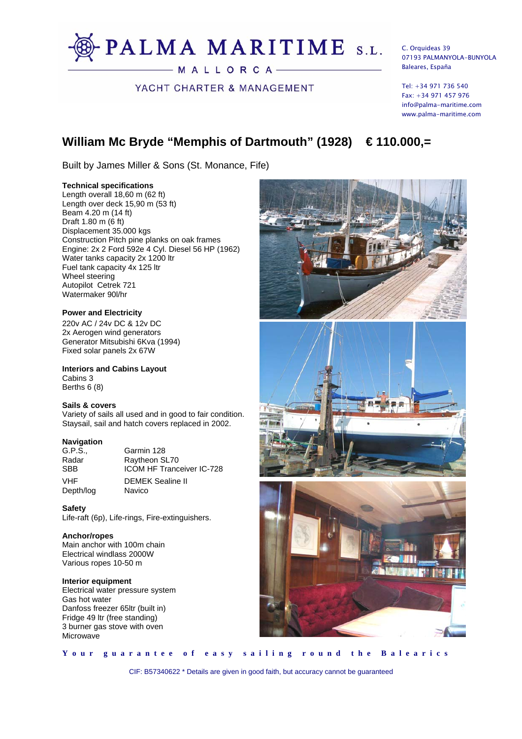# PALMA MARITIME S.L.

MALLORCA

YACHT CHARTER & MANAGEMENT

C. Orquideas 39
07193 PALMANYOLA-BUNYOLA
Baleares, España

Tel: +34 971 736 540
Fax: +34 971 457 976
info@palma-maritime.com
www.palma-maritime.com

## William Mc Bryde "Memphis of Dartmouth" (1928) € 110.000,=

Built by James Miller & Sons (St. Monance, Fife)

**Technical specifications**
Length overall 18,60 m (62 ft)
Length over deck 15,90 m (53 ft)
Beam 4.20 m (14 ft)
Draft 1.80 m (6 ft)
Displacement 35.000 kgs
Construction Pitch pine planks on oak frames
Engine: 2x 2 Ford 592e 4 Cyl. Diesel 56 HP (1962)
Water tanks capacity 2x 1200 ltr
Fuel tank capacity 4x 125 ltr
Wheel steering
Autopilot Cetrek 721
Watermaker 90l/hr

**Power and Electricity**
220v AC / 24v DC & 12v DC
2x Aerogen wind generators
Generator Mitsubishi 6Kva (1994)
Fixed solar panels 2x 67W

**Interiors and Cabins Layout**
Cabins 3
Berths 6 (8)

**Sails & covers**
Variety of sails all used and in good to fair condition.
Staysail, sail and hatch covers replaced in 2002.

**Navigation**

| | |
|---|---|
| G.P.S., | Garmin 128 |
| Radar | Raytheon SL70 |
| SBB | ICOM HF Tranceiver IC-728 |
| VHF | DEMEK Sealine II |
| Depth/log | Navico |

**Safety**
Life-raft (6p), Life-rings, Fire-extinguishers.

**Anchor/ropes**
Main anchor with 100m chain
Electrical windlass 2000W
Various ropes 10-50 m

**Interior equipment**
Electrical water pressure system
Gas hot water
Danfoss freezer 65ltr (built in)
Fridge 49 ltr (free standing)
3 burner gas stove with oven
Microwave

**Your guarantee of easy sailing round the Balearics**

CIF: B57340622 * Details are given in good faith, but accuracy cannot be guaranteed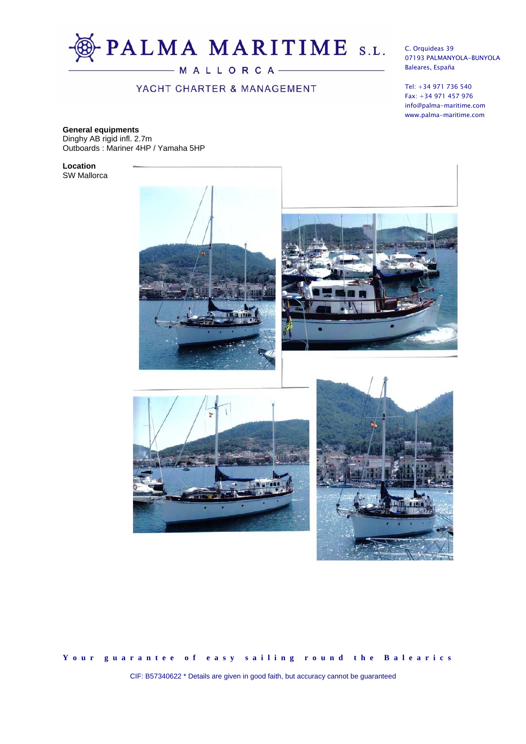**General equipments**
Dinghy AB rigid infl. 2.7m
Outboards : Mariner 4HP / Yamaha 5HP

**Location**
SW Mallorca

**Your guarantee of easy sailing round the Balearics**

CIF: B57340622 * Details are given in good faith, but accuracy cannot be guaranteed